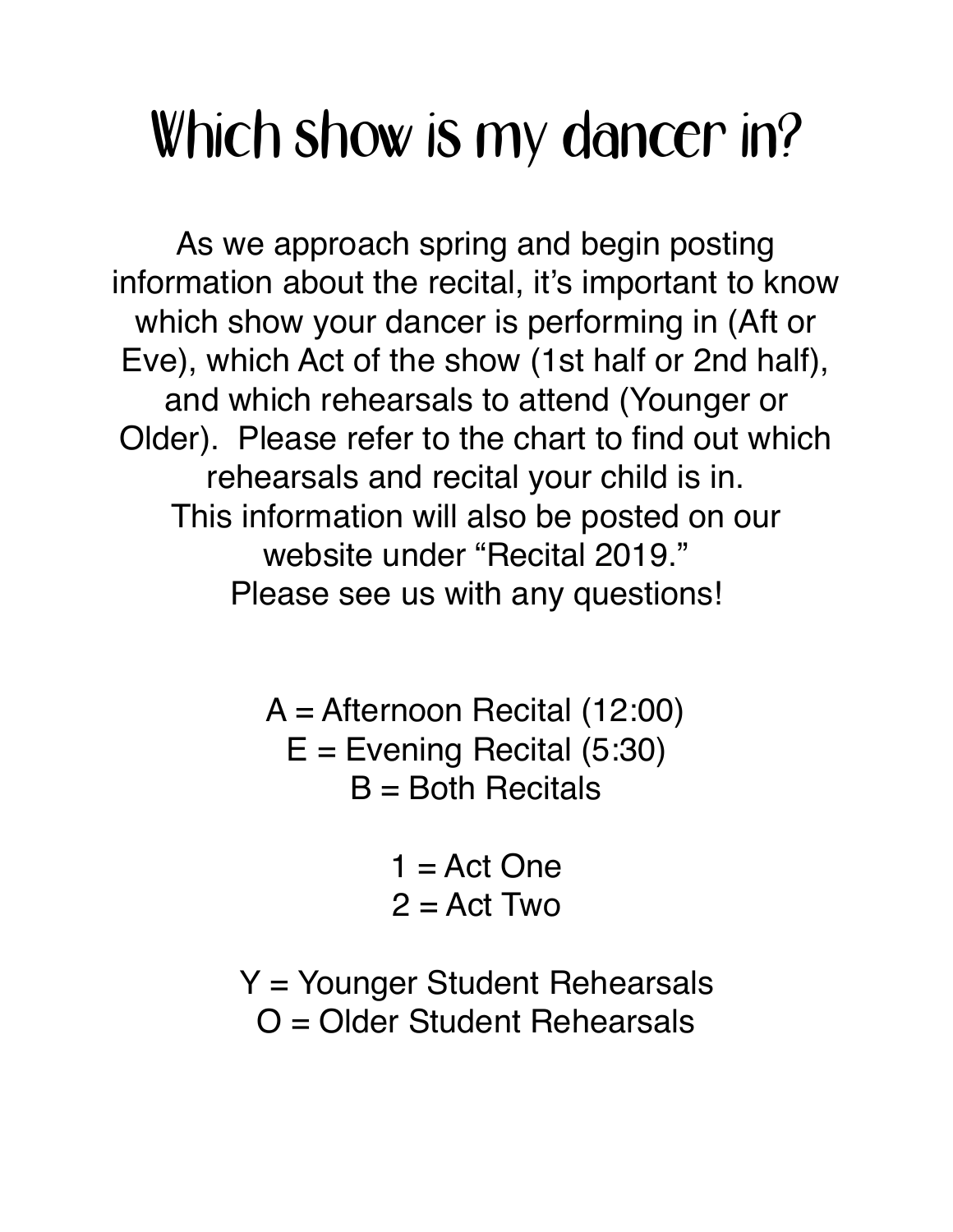# Which show is my dancer in?

As we approach spring and begin posting information about the recital, it's important to know which show your dancer is performing in (Aft or Eve), which Act of the show (1st half or 2nd half), and which rehearsals to attend (Younger or Older). Please refer to the chart to find out which rehearsals and recital your child is in.
This information will also be posted on our website under "Recital 2019."
Please see us with any questions!

A = Afternoon Recital (12:00)
E = Evening Recital (5:30)
B = Both Recitals

1 = Act One
2 = Act Two

Y = Younger Student Rehearsals
O = Older Student Rehearsals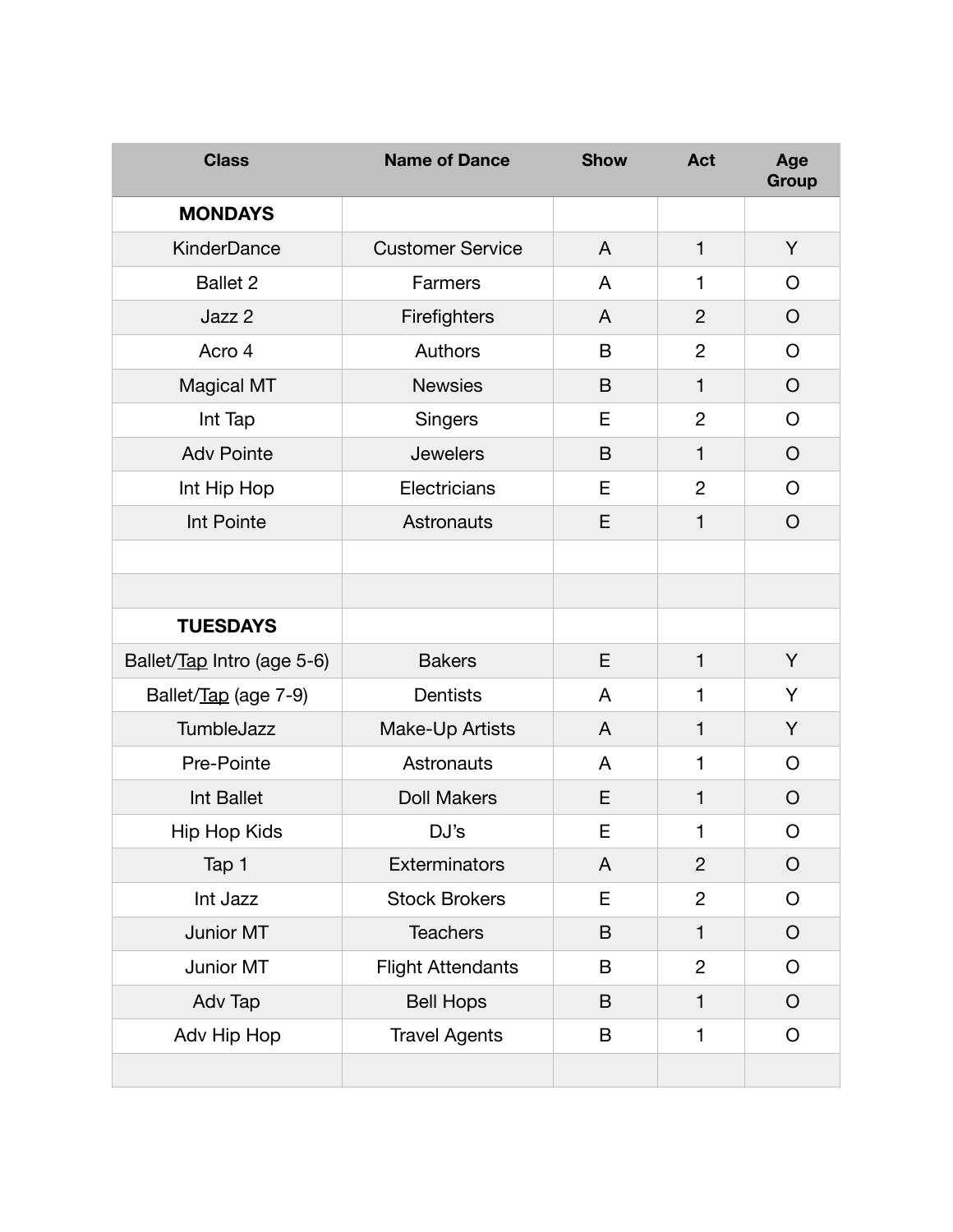| Class | Name of Dance | Show | Act | Age Group |
|---|---|---|---|---|
| **MONDAYS** | | | | |
| KinderDance | Customer Service | A | 1 | Y |
| Ballet 2 | Farmers | A | 1 | O |
| Jazz 2 | Firefighters | A | 2 | O |
| Acro 4 | Authors | B | 2 | O |
| Magical MT | Newsies | B | 1 | O |
| Int Tap | Singers | E | 2 | O |
| Adv Pointe | Jewelers | B | 1 | O |
| Int Hip Hop | Electricians | E | 2 | O |
| Int Pointe | Astronauts | E | 1 | O |
| | | | | |
| | | | | |
| **TUESDAYS** | | | | |
| Ballet/Tap Intro (age 5-6) | Bakers | E | 1 | Y |
| Ballet/Tap (age 7-9) | Dentists | A | 1 | Y |
| TumbleJazz | Make-Up Artists | A | 1 | Y |
| Pre-Pointe | Astronauts | A | 1 | O |
| Int Ballet | Doll Makers | E | 1 | O |
| Hip Hop Kids | DJ's | E | 1 | O |
| Tap 1 | Exterminators | A | 2 | O |
| Int Jazz | Stock Brokers | E | 2 | O |
| Junior MT | Teachers | B | 1 | O |
| Junior MT | Flight Attendants | B | 2 | O |
| Adv Tap | Bell Hops | B | 1 | O |
| Adv Hip Hop | Travel Agents | B | 1 | O |
| | | | | |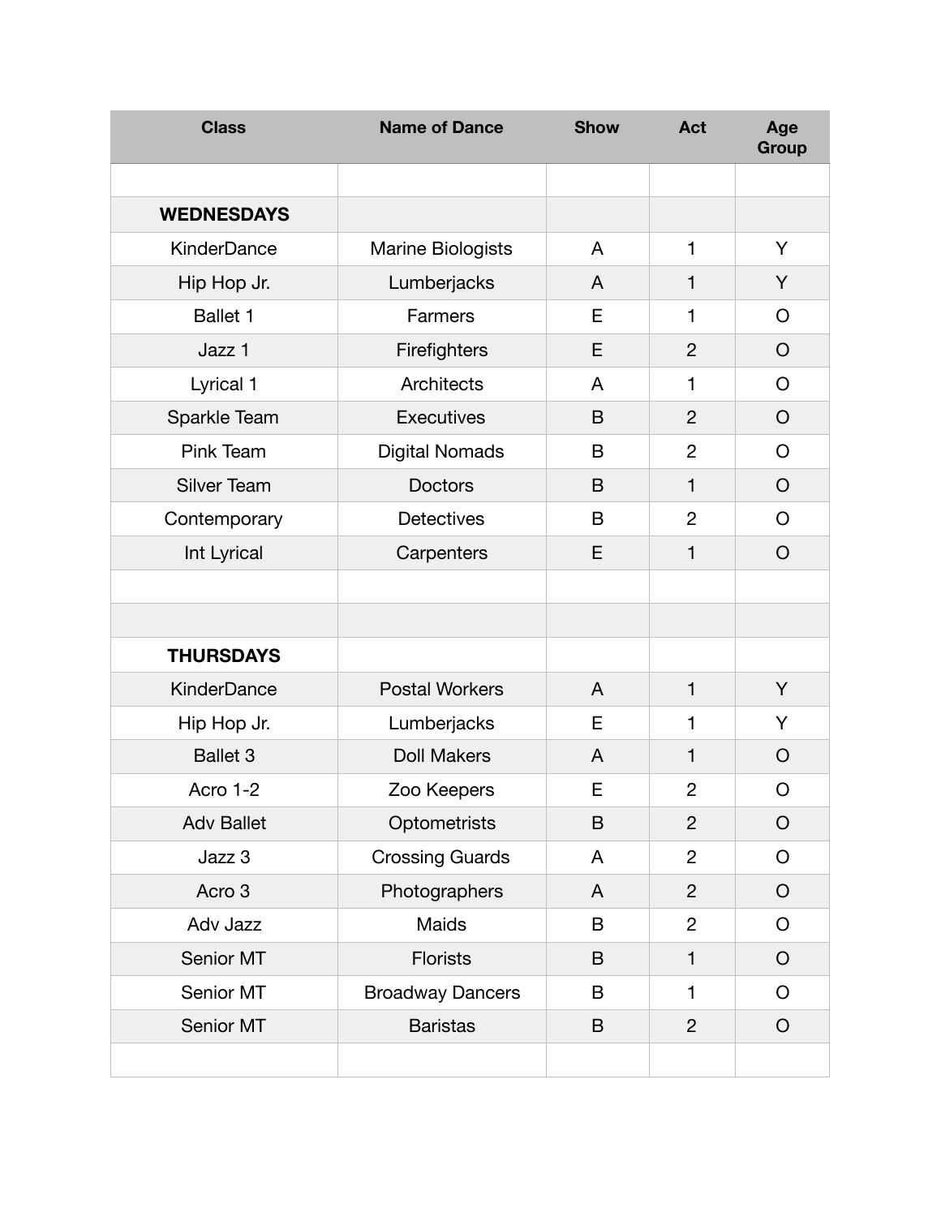| Class | Name of Dance | Show | Act | Age Group |
|---|---|---|---|---|
| | | | | |
| **WEDNESDAYS** | | | | |
| KinderDance | Marine Biologists | A | 1 | Y |
| Hip Hop Jr. | Lumberjacks | A | 1 | Y |
| Ballet 1 | Farmers | E | 1 | O |
| Jazz 1 | Firefighters | E | 2 | O |
| Lyrical 1 | Architects | A | 1 | O |
| Sparkle Team | Executives | B | 2 | O |
| Pink Team | Digital Nomads | B | 2 | O |
| Silver Team | Doctors | B | 1 | O |
| Contemporary | Detectives | B | 2 | O |
| Int Lyrical | Carpenters | E | 1 | O |
| | | | | |
| | | | | |
| **THURSDAYS** | | | | |
| KinderDance | Postal Workers | A | 1 | Y |
| Hip Hop Jr. | Lumberjacks | E | 1 | Y |
| Ballet 3 | Doll Makers | A | 1 | O |
| Acro 1-2 | Zoo Keepers | E | 2 | O |
| Adv Ballet | Optometrists | B | 2 | O |
| Jazz 3 | Crossing Guards | A | 2 | O |
| Acro 3 | Photographers | A | 2 | O |
| Adv Jazz | Maids | B | 2 | O |
| Senior MT | Florists | B | 1 | O |
| Senior MT | Broadway Dancers | B | 1 | O |
| Senior MT | Baristas | B | 2 | O |
| | | | | |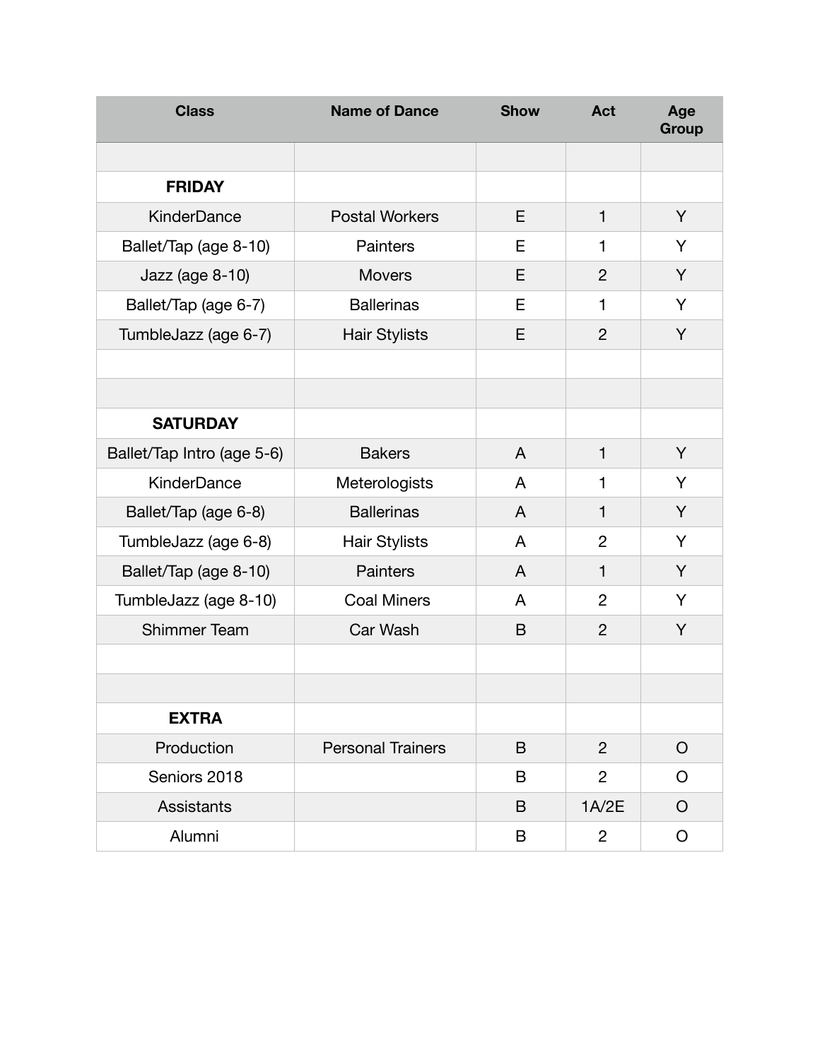| Class | Name of Dance | Show | Act | Age Group |
|---|---|---|---|---|
| | | | | |
| **FRIDAY** | | | | |
| KinderDance | Postal Workers | E | 1 | Y |
| Ballet/Tap (age 8-10) | Painters | E | 1 | Y |
| Jazz (age 8-10) | Movers | E | 2 | Y |
| Ballet/Tap (age 6-7) | Ballerinas | E | 1 | Y |
| TumbleJazz (age 6-7) | Hair Stylists | E | 2 | Y |
| | | | | |
| | | | | |
| **SATURDAY** | | | | |
| Ballet/Tap Intro (age 5-6) | Bakers | A | 1 | Y |
| KinderDance | Meterologists | A | 1 | Y |
| Ballet/Tap (age 6-8) | Ballerinas | A | 1 | Y |
| TumbleJazz (age 6-8) | Hair Stylists | A | 2 | Y |
| Ballet/Tap (age 8-10) | Painters | A | 1 | Y |
| TumbleJazz (age 8-10) | Coal Miners | A | 2 | Y |
| Shimmer Team | Car Wash | B | 2 | Y |
| | | | | |
| | | | | |
| **EXTRA** | | | | |
| Production | Personal Trainers | B | 2 | O |
| Seniors 2018 | | B | 2 | O |
| Assistants | | B | 1A/2E | O |
| Alumni | | B | 2 | O |